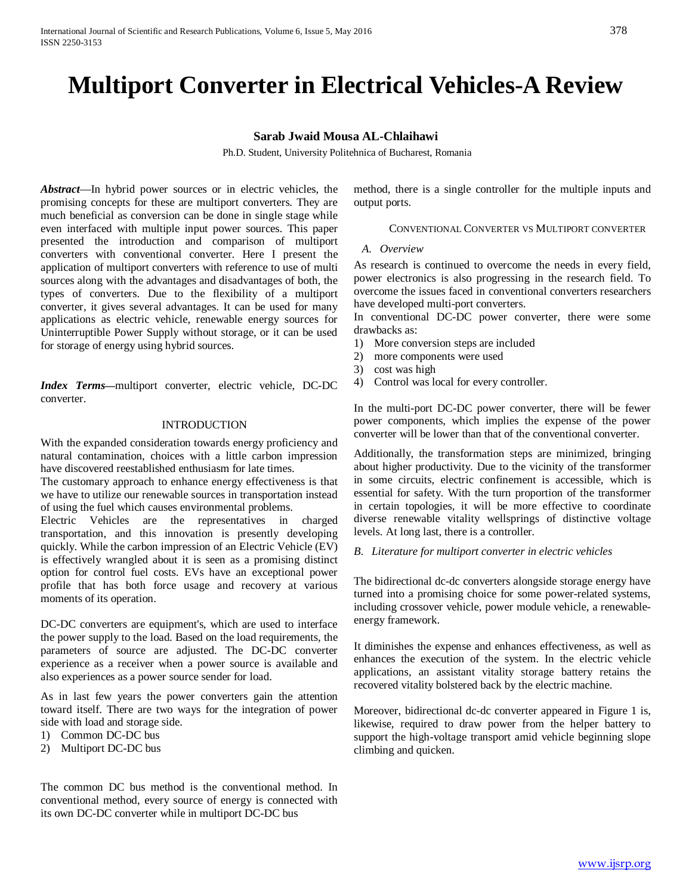# Multiport Converter in Electrical Vehicles-A Review

**Sarab Jwaid Mousa AL-Chlaihawi**

Ph.D. Student, University Politehnica of Bucharest, Romania

***Abstract***—In hybrid power sources or in electric vehicles, the promising concepts for these are multiport converters. They are much beneficial as conversion can be done in single stage while even interfaced with multiple input power sources. This paper presented the introduction and comparison of multiport converters with conventional converter. Here I present the application of multiport converters with reference to use of multi sources along with the advantages and disadvantages of both, the types of converters. Due to the flexibility of a multiport converter, it gives several advantages. It can be used for many applications as electric vehicle, renewable energy sources for Uninterruptible Power Supply without storage, or it can be used for storage of energy using hybrid sources.

***Index Terms—***multiport converter, electric vehicle, DC-DC converter.

## INTRODUCTION

With the expanded consideration towards energy proficiency and natural contamination, choices with a little carbon impression have discovered reestablished enthusiasm for late times.

The customary approach to enhance energy effectiveness is that we have to utilize our renewable sources in transportation instead of using the fuel which causes environmental problems.

Electric Vehicles are the representatives in charged transportation, and this innovation is presently developing quickly. While the carbon impression of an Electric Vehicle (EV) is effectively wrangled about it is seen as a promising distinct option for control fuel costs. EVs have an exceptional power profile that has both force usage and recovery at various moments of its operation.

DC-DC converters are equipment's, which are used to interface the power supply to the load. Based on the load requirements, the parameters of source are adjusted. The DC-DC converter experience as a receiver when a power source is available and also experiences as a power source sender for load.

As in last few years the power converters gain the attention toward itself. There are two ways for the integration of power side with load and storage side.

1) Common DC-DC bus
2) Multiport DC-DC bus

The common DC bus method is the conventional method. In conventional method, every source of energy is connected with its own DC-DC converter while in multiport DC-DC bus method, there is a single controller for the multiple inputs and output ports.

## CONVENTIONAL CONVERTER VS MULTIPORT CONVERTER

### *A. Overview*

As research is continued to overcome the needs in every field, power electronics is also progressing in the research field. To overcome the issues faced in conventional converters researchers have developed multi-port converters.

In conventional DC-DC power converter, there were some drawbacks as:

1) More conversion steps are included
2) more components were used
3) cost was high
4) Control was local for every controller.

In the multi-port DC-DC power converter, there will be fewer power components, which implies the expense of the power converter will be lower than that of the conventional converter.

Additionally, the transformation steps are minimized, bringing about higher productivity. Due to the vicinity of the transformer in some circuits, electric confinement is accessible, which is essential for safety. With the turn proportion of the transformer in certain topologies, it will be more effective to coordinate diverse renewable vitality wellsprings of distinctive voltage levels. At long last, there is a controller.

### *B. Literature for multiport converter in electric vehicles*

The bidirectional dc-dc converters alongside storage energy have turned into a promising choice for some power-related systems, including crossover vehicle, power module vehicle, a renewable-energy framework.

It diminishes the expense and enhances effectiveness, as well as enhances the execution of the system. In the electric vehicle applications, an assistant vitality storage battery retains the recovered vitality bolstered back by the electric machine.

Moreover, bidirectional dc-dc converter appeared in Figure 1 is, likewise, required to draw power from the helper battery to support the high-voltage transport amid vehicle beginning slope climbing and quicken.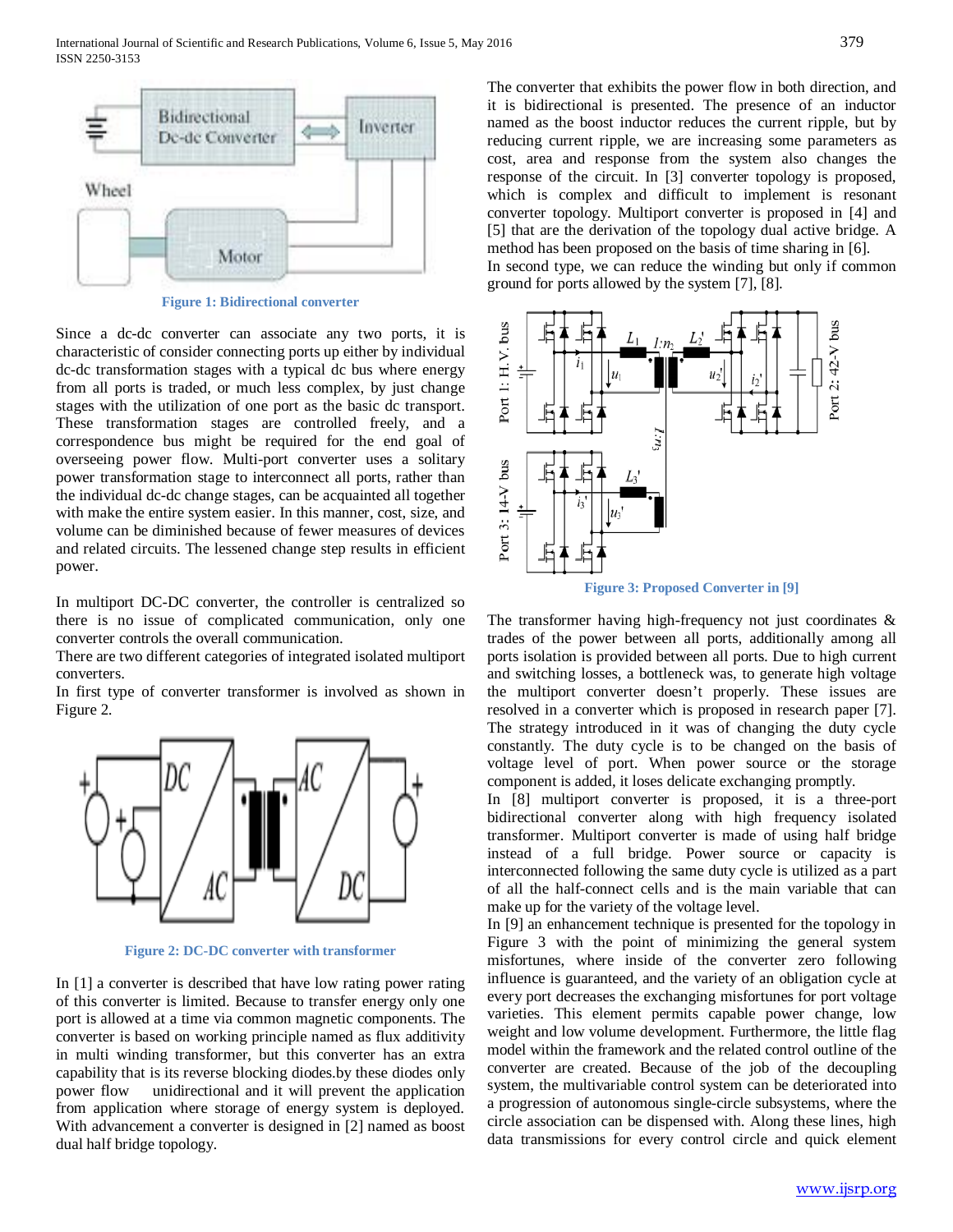Figure 1: Bidirectional converter

Since a dc-dc converter can associate any two ports, it is characteristic of consider connecting ports up either by individual dc-dc transformation stages with a typical dc bus where energy from all ports is traded, or much less complex, by just change stages with the utilization of one port as the basic dc transport. These transformation stages are controlled freely, and a correspondence bus might be required for the end goal of overseeing power flow. Multi-port converter uses a solitary power transformation stage to interconnect all ports, rather than the individual dc-dc change stages, can be acquainted all together with make the entire system easier. In this manner, cost, size, and volume can be diminished because of fewer measures of devices and related circuits. The lessened change step results in efficient power.

In multiport DC-DC converter, the controller is centralized so there is no issue of complicated communication, only one converter controls the overall communication.

There are two different categories of integrated isolated multiport converters.

In first type of converter transformer is involved as shown in Figure 2.

Figure 2: DC-DC converter with transformer

In [1] a converter is described that have low rating power rating of this converter is limited. Because to transfer energy only one port is allowed at a time via common magnetic components. The converter is based on working principle named as flux additivity in multi winding transformer, but this converter has an extra capability that is its reverse blocking diodes.by these diodes only power flow unidirectional and it will prevent the application from application where storage of energy system is deployed. With advancement a converter is designed in [2] named as boost dual half bridge topology.

The converter that exhibits the power flow in both direction, and it is bidirectional is presented. The presence of an inductor named as the boost inductor reduces the current ripple, but by reducing current ripple, we are increasing some parameters as cost, area and response from the system also changes the response of the circuit. In [3] converter topology is proposed, which is complex and difficult to implement is resonant converter topology. Multiport converter is proposed in [4] and [5] that are the derivation of the topology dual active bridge. A method has been proposed on the basis of time sharing in [6].

In second type, we can reduce the winding but only if common ground for ports allowed by the system [7], [8].

Figure 3: Proposed Converter in [9]

The transformer having high-frequency not just coordinates & trades of the power between all ports, additionally among all ports isolation is provided between all ports. Due to high current and switching losses, a bottleneck was, to generate high voltage the multiport converter doesn't properly. These issues are resolved in a converter which is proposed in research paper [7]. The strategy introduced in it was of changing the duty cycle constantly. The duty cycle is to be changed on the basis of voltage level of port. When power source or the storage component is added, it loses delicate exchanging promptly.

In [8] multiport converter is proposed, it is a three-port bidirectional converter along with high frequency isolated transformer. Multiport converter is made of using half bridge instead of a full bridge. Power source or capacity is interconnected following the same duty cycle is utilized as a part of all the half-connect cells and is the main variable that can make up for the variety of the voltage level.

In [9] an enhancement technique is presented for the topology in Figure 3 with the point of minimizing the general system misfortunes, where inside of the converter zero following influence is guaranteed, and the variety of an obligation cycle at every port decreases the exchanging misfortunes for port voltage varieties. This element permits capable power change, low weight and low volume development. Furthermore, the little flag model within the framework and the related control outline of the converter are created. Because of the job of the decoupling system, the multivariable control system can be deteriorated into a progression of autonomous single-circle subsystems, where the circle association can be dispensed with. Along these lines, high data transmissions for every control circle and quick element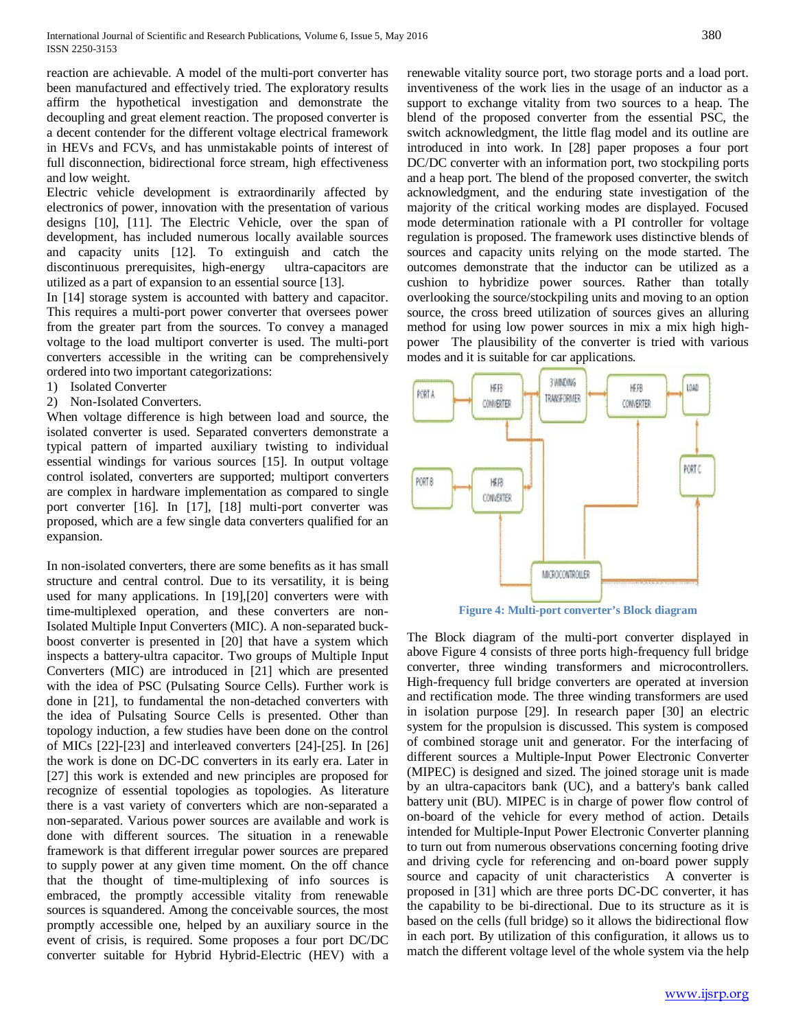reaction are achievable. A model of the multi-port converter has been manufactured and effectively tried. The exploratory results affirm the hypothetical investigation and demonstrate the decoupling and great element reaction. The proposed converter is a decent contender for the different voltage electrical framework in HEVs and FCVs, and has unmistakable points of interest of full disconnection, bidirectional force stream, high effectiveness and low weight.

Electric vehicle development is extraordinarily affected by electronics of power, innovation with the presentation of various designs [10], [11]. The Electric Vehicle, over the span of development, has included numerous locally available sources and capacity units [12]. To extinguish and catch the discontinuous prerequisites, high-energy ultra-capacitors are utilized as a part of expansion to an essential source [13].

In [14] storage system is accounted with battery and capacitor. This requires a multi-port power converter that oversees power from the greater part from the sources. To convey a managed voltage to the load multiport converter is used. The multi-port converters accessible in the writing can be comprehensively ordered into two important categorizations:

1) Isolated Converter
2) Non-Isolated Converters.

When voltage difference is high between load and source, the isolated converter is used. Separated converters demonstrate a typical pattern of imparted auxiliary twisting to individual essential windings for various sources [15]. In output voltage control isolated, converters are supported; multiport converters are complex in hardware implementation as compared to single port converter [16]. In [17], [18] multi-port converter was proposed, which are a few single data converters qualified for an expansion.

In non-isolated converters, there are some benefits as it has small structure and central control. Due to its versatility, it is being used for many applications. In [19],[20] converters were with time-multiplexed operation, and these converters are non-Isolated Multiple Input Converters (MIC). A non-separated buck-boost converter is presented in [20] that have a system which inspects a battery-ultra capacitor. Two groups of Multiple Input Converters (MIC) are introduced in [21] which are presented with the idea of PSC (Pulsating Source Cells). Further work is done in [21], to fundamental the non-detached converters with the idea of Pulsating Source Cells is presented. Other than topology induction, a few studies have been done on the control of MICs [22]-[23] and interleaved converters [24]-[25]. In [26] the work is done on DC-DC converters in its early era. Later in [27] this work is extended and new principles are proposed for recognize of essential topologies as topologies. As literature there is a vast variety of converters which are non-separated a non-separated. Various power sources are available and work is done with different sources. The situation in a renewable framework is that different irregular power sources are prepared to supply power at any given time moment. On the off chance that the thought of time-multiplexing of info sources is embraced, the promptly accessible vitality from renewable sources is squandered. Among the conceivable sources, the most promptly accessible one, helped by an auxiliary source in the event of crisis, is required. Some proposes a four port DC/DC converter suitable for Hybrid Hybrid-Electric (HEV) with a renewable vitality source port, two storage ports and a load port. inventiveness of the work lies in the usage of an inductor as a support to exchange vitality from two sources to a heap. The blend of the proposed converter from the essential PSC, the switch acknowledgment, the little flag model and its outline are introduced in into work. In [28] paper proposes a four port DC/DC converter with an information port, two stockpiling ports and a heap port. The blend of the proposed converter, the switch acknowledgment, and the enduring state investigation of the majority of the critical working modes are displayed. Focused mode determination rationale with a PI controller for voltage regulation is proposed. The framework uses distinctive blends of sources and capacity units relying on the mode started. The outcomes demonstrate that the inductor can be utilized as a cushion to hybridize power sources. Rather than totally overlooking the source/stockpiling units and moving to an option source, the cross breed utilization of sources gives an alluring method for using low power sources in mix a mix high high-power The plausibility of the converter is tried with various modes and it is suitable for car applications.

**Figure 4: Multi-port converter's Block diagram**

The Block diagram of the multi-port converter displayed in above Figure 4 consists of three ports high-frequency full bridge converter, three winding transformers and microcontrollers. High-frequency full bridge converters are operated at inversion and rectification mode. The three winding transformers are used in isolation purpose [29]. In research paper [30] an electric system for the propulsion is discussed. This system is composed of combined storage unit and generator. For the interfacing of different sources a Multiple-Input Power Electronic Converter (MIPEC) is designed and sized. The joined storage unit is made by an ultra-capacitors bank (UC), and a battery's bank called battery unit (BU). MIPEC is in charge of power flow control of on-board of the vehicle for every method of action. Details intended for Multiple-Input Power Electronic Converter planning to turn out from numerous observations concerning footing drive and driving cycle for referencing and on-board power supply source and capacity of unit characteristics A converter is proposed in [31] which are three ports DC-DC converter, it has the capability to be bi-directional. Due to its structure as it is based on the cells (full bridge) so it allows the bidirectional flow in each port. By utilization of this configuration, it allows us to match the different voltage level of the whole system via the help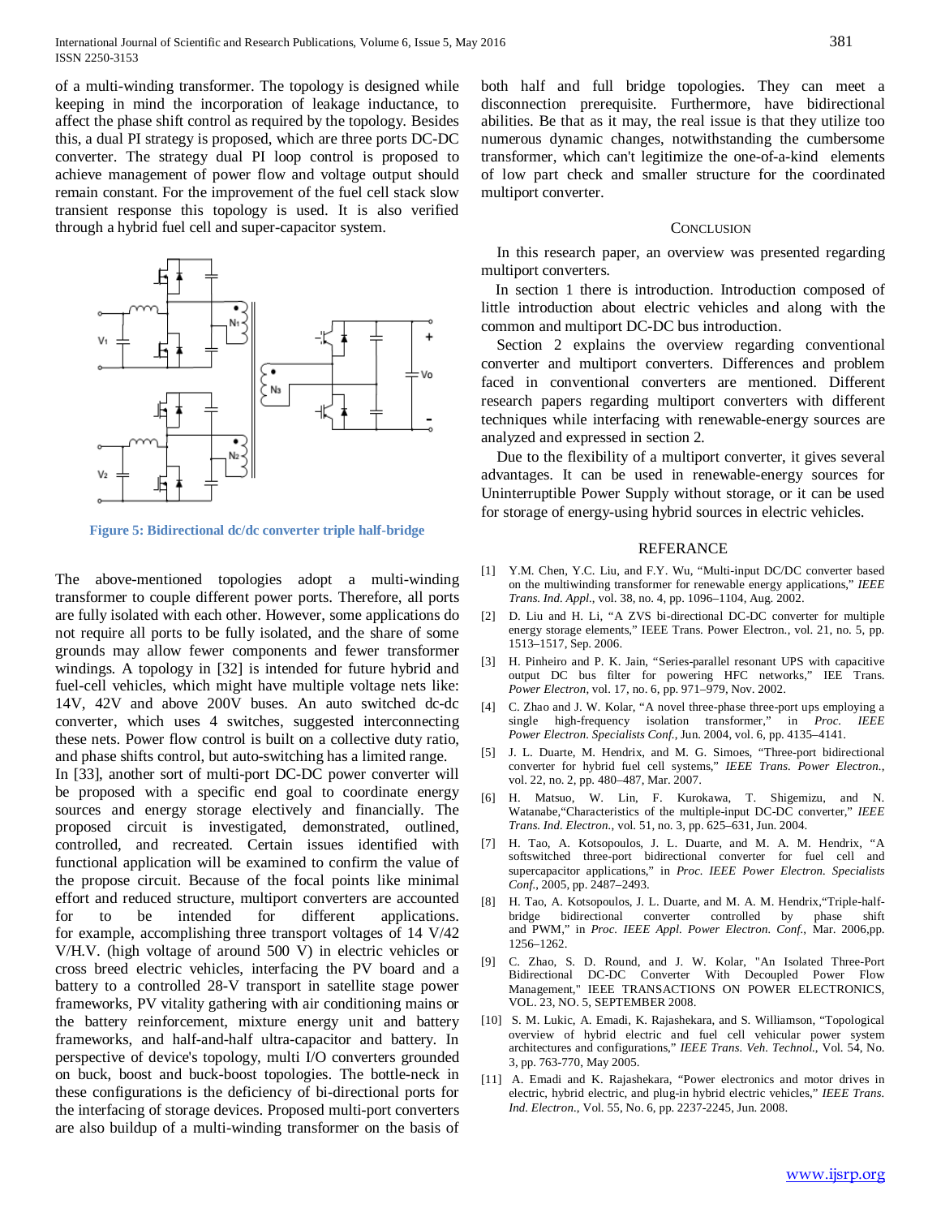of a multi-winding transformer. The topology is designed while keeping in mind the incorporation of leakage inductance, to affect the phase shift control as required by the topology. Besides this, a dual PI strategy is proposed, which are three ports DC-DC converter. The strategy dual PI loop control is proposed to achieve management of power flow and voltage output should remain constant. For the improvement of the fuel cell stack slow transient response this topology is used. It is also verified through a hybrid fuel cell and super-capacitor system.

**Figure 5: Bidirectional dc/dc converter triple half-bridge**

The above-mentioned topologies adopt a multi-winding transformer to couple different power ports. Therefore, all ports are fully isolated with each other. However, some applications do not require all ports to be fully isolated, and the share of some grounds may allow fewer components and fewer transformer windings. A topology in [32] is intended for future hybrid and fuel-cell vehicles, which might have multiple voltage nets like: 14V, 42V and above 200V buses. An auto switched dc-dc converter, which uses 4 switches, suggested interconnecting these nets. Power flow control is built on a collective duty ratio, and phase shifts control, but auto-switching has a limited range.

In [33], another sort of multi-port DC-DC power converter will be proposed with a specific end goal to coordinate energy sources and energy storage electively and financially. The proposed circuit is investigated, demonstrated, outlined, controlled, and recreated. Certain issues identified with functional application will be examined to confirm the value of the propose circuit. Because of the focal points like minimal effort and reduced structure, multiport converters are accounted for to be intended for different applications. for example, accomplishing three transport voltages of 14 V/42 V/H.V. (high voltage of around 500 V) in electric vehicles or cross breed electric vehicles, interfacing the PV board and a battery to a controlled 28-V transport in satellite stage power frameworks, PV vitality gathering with air conditioning mains or the battery reinforcement, mixture energy unit and battery frameworks, and half-and-half ultra-capacitor and battery. In perspective of device's topology, multi I/O converters grounded on buck, boost and buck-boost topologies. The bottle-neck in these configurations is the deficiency of bi-directional ports for the interfacing of storage devices. Proposed multi-port converters are also buildup of a multi-winding transformer on the basis of both half and full bridge topologies. They can meet a disconnection prerequisite. Furthermore, have bidirectional abilities. Be that as it may, the real issue is that they utilize too numerous dynamic changes, notwithstanding the cumbersome transformer, which can't legitimize the one-of-a-kind elements of low part check and smaller structure for the coordinated multiport converter.

## Conclusion

In this research paper, an overview was presented regarding multiport converters.

In section 1 there is introduction. Introduction composed of little introduction about electric vehicles and along with the common and multiport DC-DC bus introduction.

Section 2 explains the overview regarding conventional converter and multiport converters. Differences and problem faced in conventional converters are mentioned. Different research papers regarding multiport converters with different techniques while interfacing with renewable-energy sources are analyzed and expressed in section 2.

Due to the flexibility of a multiport converter, it gives several advantages. It can be used in renewable-energy sources for Uninterruptible Power Supply without storage, or it can be used for storage of energy-using hybrid sources in electric vehicles.

## Referance

[1] Y.M. Chen, Y.C. Liu, and F.Y. Wu, "Multi-input DC/DC converter based on the multiwinding transformer for renewable energy applications," *IEEE Trans. Ind. Appl.*, vol. 38, no. 4, pp. 1096–1104, Aug. 2002.

[2] D. Liu and H. Li, "A ZVS bi-directional DC-DC converter for multiple energy storage elements," IEEE Trans. Power Electron., vol. 21, no. 5, pp. 1513–1517, Sep. 2006.

[3] H. Pinheiro and P. K. Jain, "Series-parallel resonant UPS with capacitive output DC bus filter for powering HFC networks," IEE Trans. *Power Electron*, vol. 17, no. 6, pp. 971–979, Nov. 2002.

[4] C. Zhao and J. W. Kolar, "A novel three-phase three-port ups employing a single high-frequency isolation transformer," in *Proc. IEEE Power Electron. Specialists Conf.*, Jun. 2004, vol. 6, pp. 4135–4141.

[5] J. L. Duarte, M. Hendrix, and M. G. Simoes, "Three-port bidirectional converter for hybrid fuel cell systems," *IEEE Trans. Power Electron.*, vol. 22, no. 2, pp. 480–487, Mar. 2007.

[6] H. Matsuo, W. Lin, F. Kurokawa, T. Shigemizu, and N. Watanabe,"Characteristics of the multiple-input DC-DC converter," *IEEE Trans. Ind. Electron.*, vol. 51, no. 3, pp. 625–631, Jun. 2004.

[7] H. Tao, A. Kotsopoulos, J. L. Duarte, and M. A. M. Hendrix, "A softswitched three-port bidirectional converter for fuel cell and supercapacitor applications," in *Proc. IEEE Power Electron. Specialists Conf.*, 2005, pp. 2487–2493.

[8] H. Tao, A. Kotsopoulos, J. L. Duarte, and M. A. M. Hendrix,"Triple-half-bridge bidirectional converter controlled by phase shift and PWM," in *Proc. IEEE Appl. Power Electron. Conf.*, Mar. 2006,pp. 1256–1262.

[9] C. Zhao, S. D. Round, and J. W. Kolar, "An Isolated Three-Port Bidirectional DC-DC Converter With Decoupled Power Flow Management," IEEE TRANSACTIONS ON POWER ELECTRONICS, VOL. 23, NO. 5, SEPTEMBER 2008.

[10] S. M. Lukic, A. Emadi, K. Rajashekara, and S. Williamson, "Topological overview of hybrid electric and fuel cell vehicular power system architectures and configurations," *IEEE Trans. Veh. Technol.*, Vol. 54, No. 3, pp. 763-770, May 2005.

[11] A. Emadi and K. Rajashekara, "Power electronics and motor drives in electric, hybrid electric, and plug-in hybrid electric vehicles," *IEEE Trans. Ind. Electron.*, Vol. 55, No. 6, pp. 2237-2245, Jun. 2008.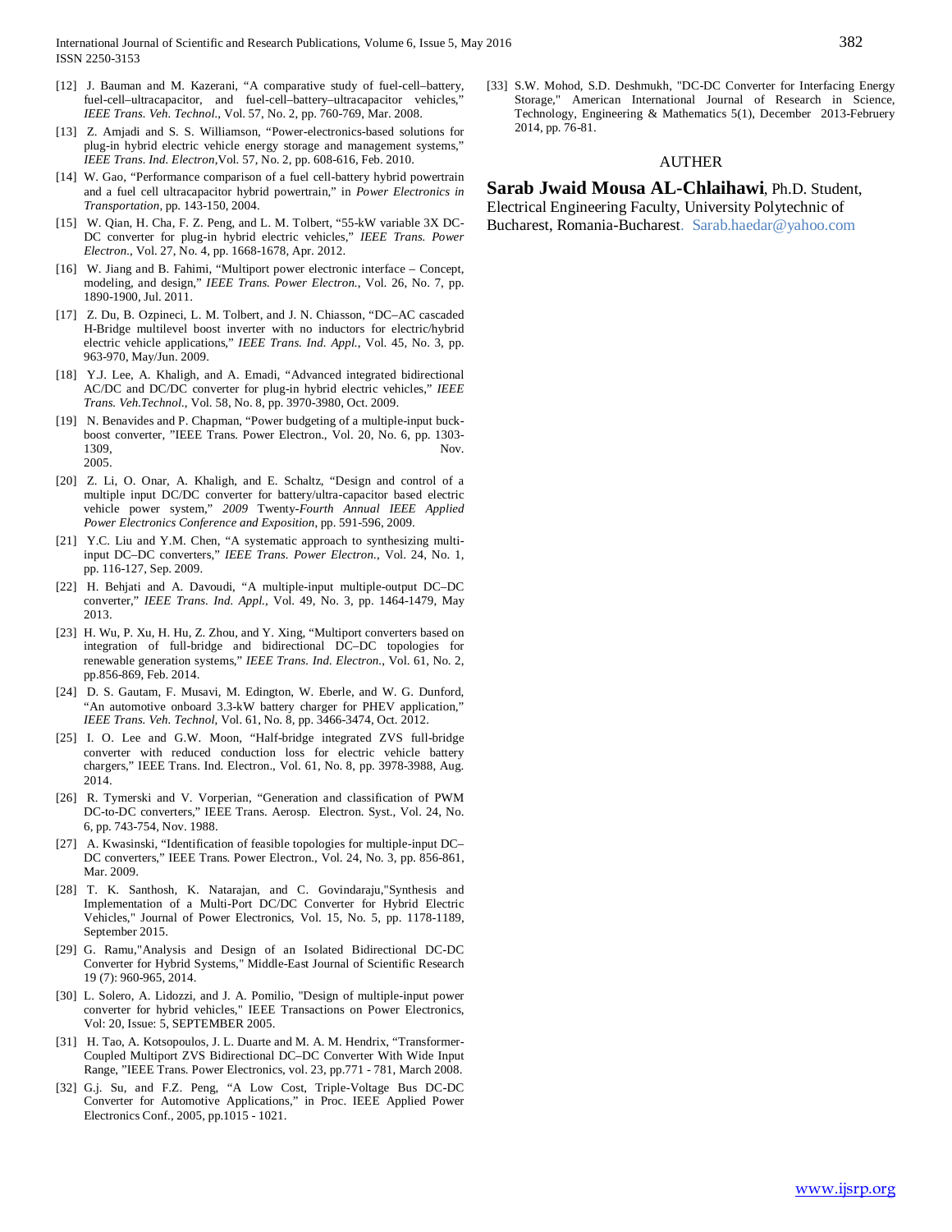[12] J. Bauman and M. Kazerani, "A comparative study of fuel-cell–battery, fuel-cell–ultracapacitor, and fuel-cell–battery–ultracapacitor vehicles," *IEEE Trans. Veh. Technol.*, Vol. 57, No. 2, pp. 760-769, Mar. 2008.

[13] Z. Amjadi and S. S. Williamson, "Power-electronics-based solutions for plug-in hybrid electric vehicle energy storage and management systems," *IEEE Trans. Ind. Electron*,Vol. 57, No. 2, pp. 608-616, Feb. 2010.

[14] W. Gao, "Performance comparison of a fuel cell-battery hybrid powertrain and a fuel cell ultracapacitor hybrid powertrain," in *Power Electronics in Transportation*, pp. 143-150, 2004.

[15] W. Qian, H. Cha, F. Z. Peng, and L. M. Tolbert, "55-kW variable 3X DC-DC converter for plug-in hybrid electric vehicles," *IEEE Trans. Power Electron.*, Vol. 27, No. 4, pp. 1668-1678, Apr. 2012.

[16] W. Jiang and B. Fahimi, "Multiport power electronic interface – Concept, modeling, and design," *IEEE Trans. Power Electron.*, Vol. 26, No. 7, pp. 1890-1900, Jul. 2011.

[17] Z. Du, B. Ozpineci, L. M. Tolbert, and J. N. Chiasson, "DC–AC cascaded H-Bridge multilevel boost inverter with no inductors for electric/hybrid electric vehicle applications," *IEEE Trans. Ind. Appl.*, Vol. 45, No. 3, pp. 963-970, May/Jun. 2009.

[18] Y.J. Lee, A. Khaligh, and A. Emadi, "Advanced integrated bidirectional AC/DC and DC/DC converter for plug-in hybrid electric vehicles," *IEEE Trans. Veh.Technol.*, Vol. 58, No. 8, pp. 3970-3980, Oct. 2009.

[19] N. Benavides and P. Chapman, "Power budgeting of a multiple-input buck-boost converter, "IEEE Trans. Power Electron., Vol. 20, No. 6, pp. 1303-1309, Nov. 2005.

[20] Z. Li, O. Onar, A. Khaligh, and E. Schaltz, "Design and control of a multiple input DC/DC converter for battery/ultra-capacitor based electric vehicle power system," *2009* Twenty-*Fourth Annual IEEE Applied Power Electronics Conference and Exposition*, pp. 591-596, 2009.

[21] Y.C. Liu and Y.M. Chen, "A systematic approach to synthesizing multi-input DC–DC converters," *IEEE Trans. Power Electron.*, Vol. 24, No. 1, pp. 116-127, Sep. 2009.

[22] H. Behjati and A. Davoudi, "A multiple-input multiple-output DC–DC converter," *IEEE Trans. Ind. Appl.*, Vol. 49, No. 3, pp. 1464-1479, May 2013.

[23] H. Wu, P. Xu, H. Hu, Z. Zhou, and Y. Xing, "Multiport converters based on integration of full-bridge and bidirectional DC–DC topologies for renewable generation systems," *IEEE Trans. Ind. Electron.*, Vol. 61, No. 2, pp.856-869, Feb. 2014.

[24] D. S. Gautam, F. Musavi, M. Edington, W. Eberle, and W. G. Dunford, "An automotive onboard 3.3-kW battery charger for PHEV application," *IEEE Trans. Veh. Technol*, Vol. 61, No. 8, pp. 3466-3474, Oct. 2012.

[25] I. O. Lee and G.W. Moon, "Half-bridge integrated ZVS full-bridge converter with reduced conduction loss for electric vehicle battery chargers," IEEE Trans. Ind. Electron., Vol. 61, No. 8, pp. 3978-3988, Aug. 2014.

[26] R. Tymerski and V. Vorperian, "Generation and classification of PWM DC-to-DC converters," IEEE Trans. Aerosp. Electron. Syst., Vol. 24, No. 6, pp. 743-754, Nov. 1988.

[27] A. Kwasinski, "Identification of feasible topologies for multiple-input DC–DC converters," IEEE Trans. Power Electron., Vol. 24, No. 3, pp. 856-861, Mar. 2009.

[28] T. K. Santhosh, K. Natarajan, and C. Govindaraju,"Synthesis and Implementation of a Multi-Port DC/DC Converter for Hybrid Electric Vehicles," Journal of Power Electronics, Vol. 15, No. 5, pp. 1178-1189, September 2015.

[29] G. Ramu,"Analysis and Design of an Isolated Bidirectional DC-DC Converter for Hybrid Systems," Middle-East Journal of Scientific Research 19 (7): 960-965, 2014.

[30] L. Solero, A. Lidozzi, and J. A. Pomilio, "Design of multiple-input power converter for hybrid vehicles," IEEE Transactions on Power Electronics, Vol: 20, Issue: 5, SEPTEMBER 2005.

[31] H. Tao, A. Kotsopoulos, J. L. Duarte and M. A. M. Hendrix, "Transformer-Coupled Multiport ZVS Bidirectional DC–DC Converter With Wide Input Range, "IEEE Trans. Power Electronics, vol. 23, pp.771 - 781, March 2008.

[32] G.j. Su, and F.Z. Peng, "A Low Cost, Triple-Voltage Bus DC-DC Converter for Automotive Applications," in Proc. IEEE Applied Power Electronics Conf., 2005, pp.1015 - 1021.

[33] S.W. Mohod, S.D. Deshmukh, "DC-DC Converter for Interfacing Energy Storage," American International Journal of Research in Science, Technology, Engineering & Mathematics 5(1), December 2013-February 2014, pp. 76-81.

## AUTHER

**Sarab Jwaid Mousa AL-Chlaihawi**, Ph.D. Student, Electrical Engineering Faculty, University Polytechnic of Bucharest, Romania-Bucharest. Sarab.haedar@yahoo.com